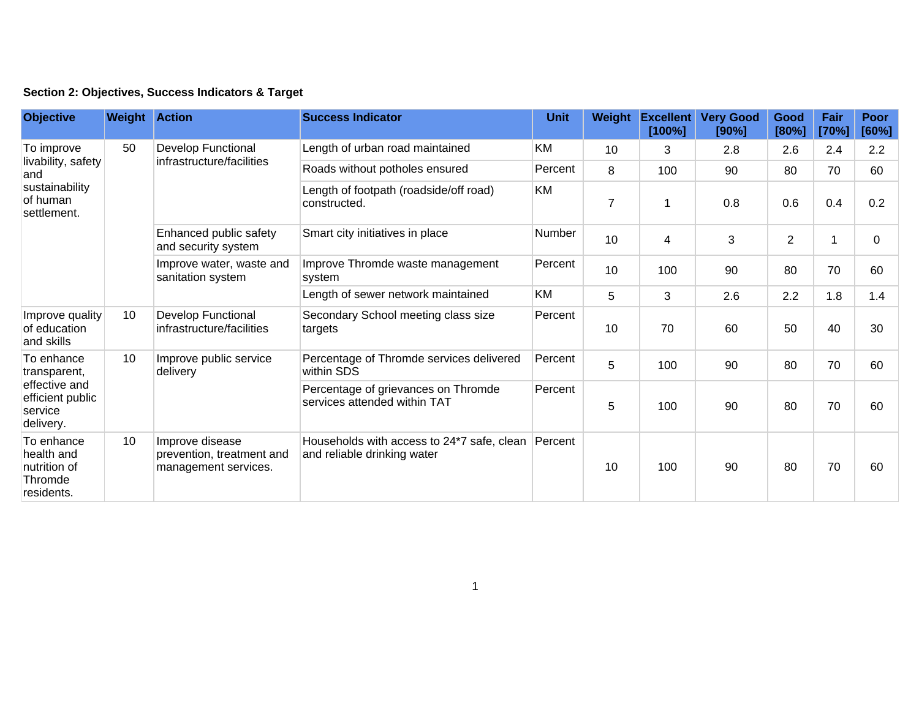**Section 2: Objectives, Success Indicators & Target**

| Objective | Weight | Action | Success Indicator | Unit | Weight | Excellent [100%] | Very Good [90%] | Good [80%] | Fair [70%] | Poor [60%] |
|---|---|---|---|---|---|---|---|---|---|---|
| To improve livability, safety and sustainability of human settlement. | 50 | Develop Functional infrastructure/facilities | Length of urban road maintained | KM | 10 | 3 | 2.8 | 2.6 | 2.4 | 2.2 |
| | | | Roads without potholes ensured | Percent | 8 | 100 | 90 | 80 | 70 | 60 |
| | | | Length of footpath (roadside/off road) constructed. | KM | 7 | 1 | 0.8 | 0.6 | 0.4 | 0.2 |
| | | Enhanced public safety and security system | Smart city initiatives in place | Number | 10 | 4 | 3 | 2 | 1 | 0 |
| | | Improve water, waste and sanitation system | Improve Thromde waste management system | Percent | 10 | 100 | 90 | 80 | 70 | 60 |
| | | | Length of sewer network maintained | KM | 5 | 3 | 2.6 | 2.2 | 1.8 | 1.4 |
| Improve quality of education and skills | 10 | Develop Functional infrastructure/facilities | Secondary School meeting class size targets | Percent | 10 | 70 | 60 | 50 | 40 | 30 |
| To enhance transparent, effective and efficient public service delivery. | 10 | Improve public service delivery | Percentage of Thromde services delivered within SDS | Percent | 5 | 100 | 90 | 80 | 70 | 60 |
| | | | Percentage of grievances on Thromde services attended within TAT | Percent | 5 | 100 | 90 | 80 | 70 | 60 |
| To enhance health and nutrition of Thromde residents. | 10 | Improve disease prevention, treatment and management services. | Households with access to 24*7 safe, clean and reliable drinking water | Percent | 10 | 100 | 90 | 80 | 70 | 60 |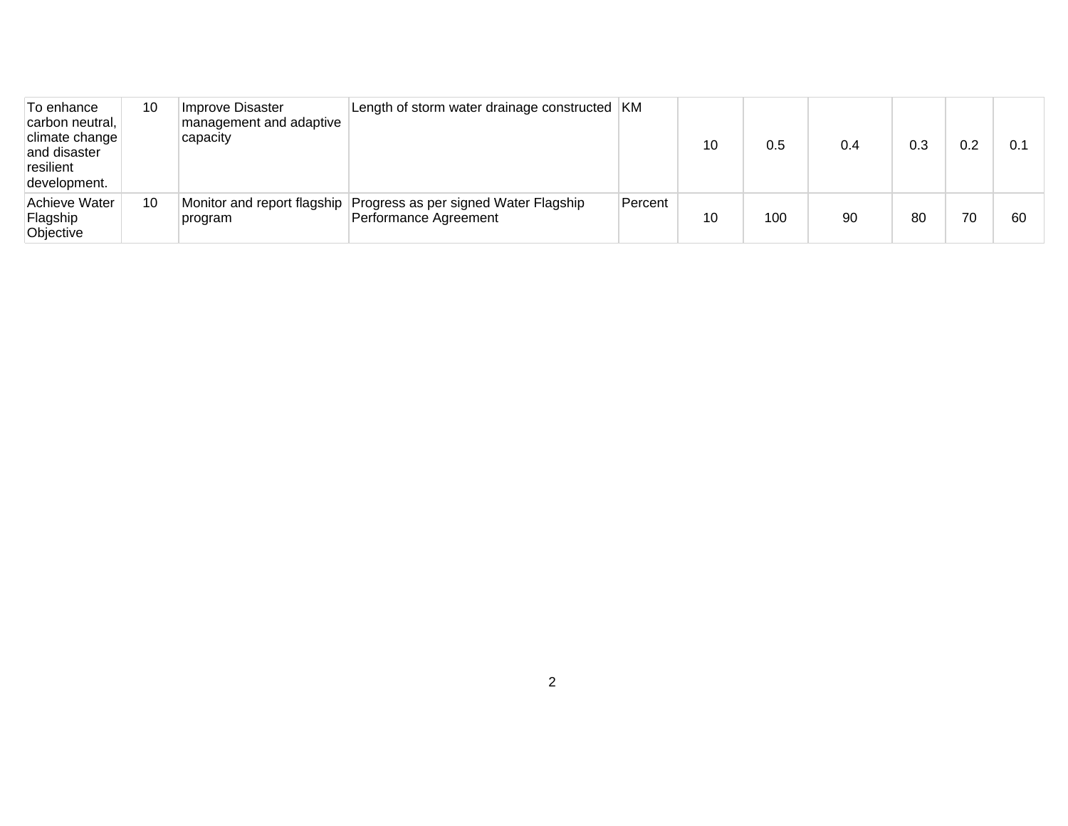| | | | | | | | | | | |
|---|---|---|---|---|---|---|---|---|---|---|
| To enhance carbon neutral, climate change and disaster resilient development. | 10 | Improve Disaster management and adaptive capacity | Length of storm water drainage constructed | KM | 10 | 0.5 | 0.4 | 0.3 | 0.2 | 0.1 |
| Achieve Water Flagship Objective | 10 | Monitor and report flagship program | Progress as per signed Water Flagship Performance Agreement | Percent | 10 | 100 | 90 | 80 | 70 | 60 |